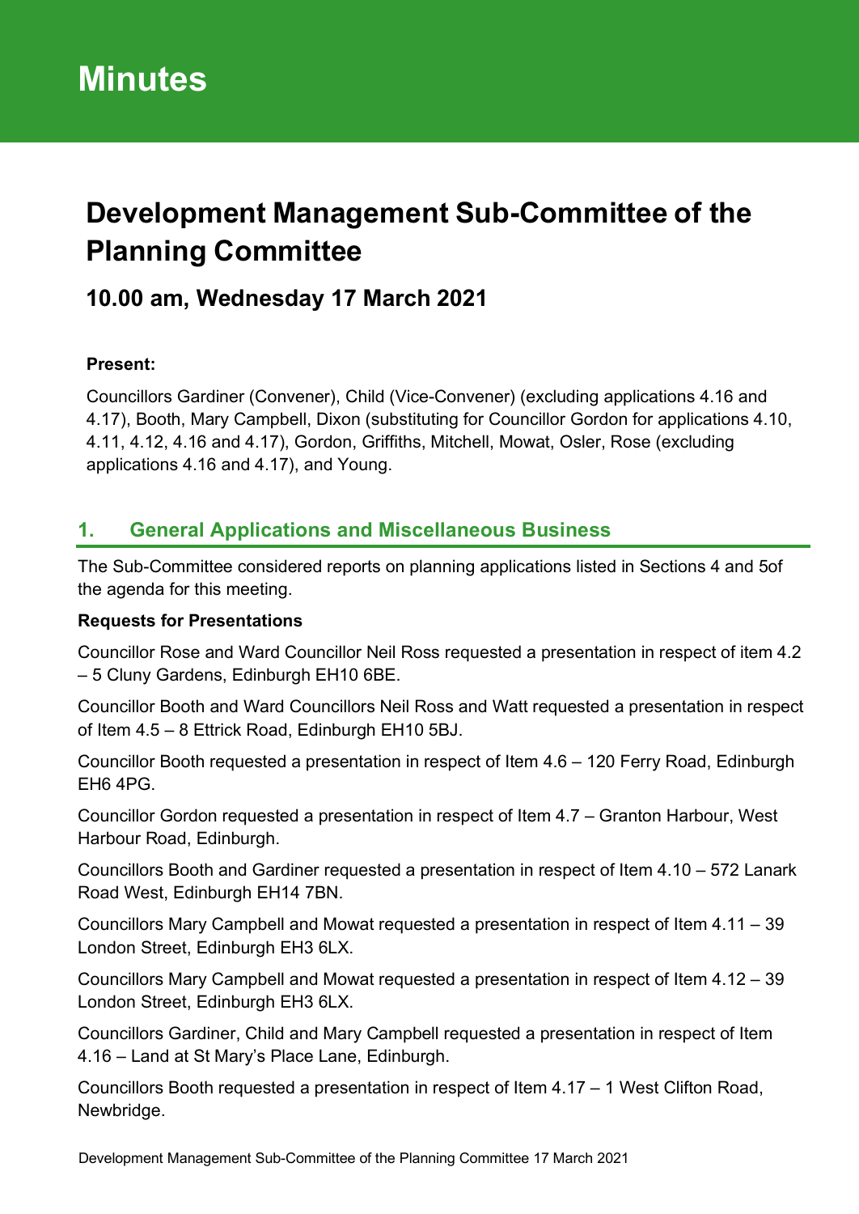# Minutes

# Development Management Sub-Committee of the Planning Committee

## 10.00 am, Wednesday 17 March 2021

**Present:**

Councillors Gardiner (Convener), Child (Vice-Convener) (excluding applications 4.16 and 4.17), Booth, Mary Campbell, Dixon (substituting for Councillor Gordon for applications 4.10, 4.11, 4.12, 4.16 and 4.17), Gordon, Griffiths, Mitchell, Mowat, Osler, Rose (excluding applications 4.16 and 4.17), and Young.

## 1. General Applications and Miscellaneous Business

The Sub-Committee considered reports on planning applications listed in Sections 4 and 5of the agenda for this meeting.

**Requests for Presentations**

Councillor Rose and Ward Councillor Neil Ross requested a presentation in respect of item 4.2 – 5 Cluny Gardens, Edinburgh EH10 6BE.

Councillor Booth and Ward Councillors Neil Ross and Watt requested a presentation in respect of Item 4.5 – 8 Ettrick Road, Edinburgh EH10 5BJ.

Councillor Booth requested a presentation in respect of Item 4.6 – 120 Ferry Road, Edinburgh EH6 4PG.

Councillor Gordon requested a presentation in respect of Item 4.7 – Granton Harbour, West Harbour Road, Edinburgh.

Councillors Booth and Gardiner requested a presentation in respect of Item 4.10 – 572 Lanark Road West, Edinburgh EH14 7BN.

Councillors Mary Campbell and Mowat requested a presentation in respect of Item 4.11 – 39 London Street, Edinburgh EH3 6LX.

Councillors Mary Campbell and Mowat requested a presentation in respect of Item 4.12 – 39 London Street, Edinburgh EH3 6LX.

Councillors Gardiner, Child and Mary Campbell requested a presentation in respect of Item 4.16 – Land at St Mary's Place Lane, Edinburgh.

Councillors Booth requested a presentation in respect of Item 4.17 – 1 West Clifton Road, Newbridge.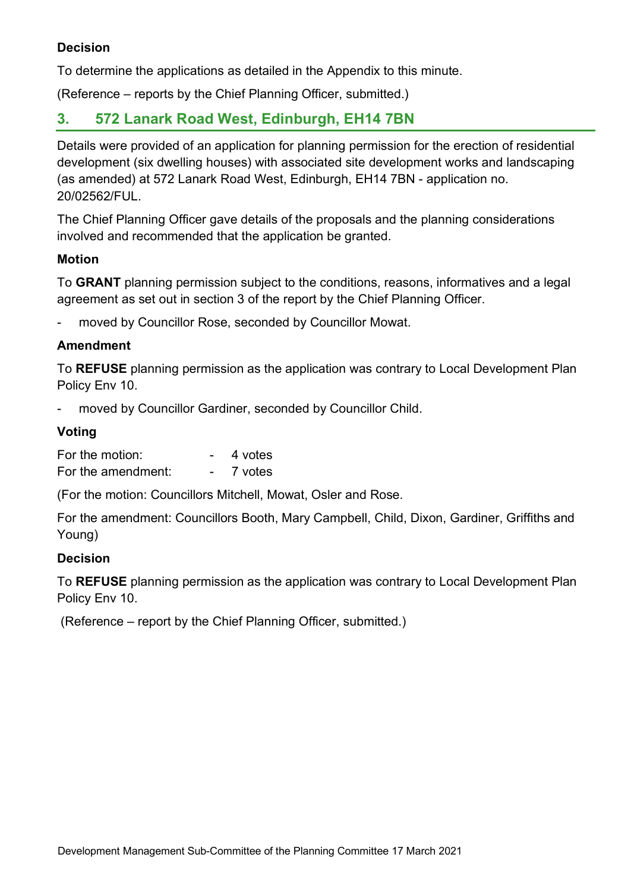**Decision**

To determine the applications as detailed in the Appendix to this minute.

(Reference – reports by the Chief Planning Officer, submitted.)

## 3. 572 Lanark Road West, Edinburgh, EH14 7BN

Details were provided of an application for planning permission for the erection of residential development (six dwelling houses) with associated site development works and landscaping (as amended) at 572 Lanark Road West, Edinburgh, EH14 7BN - application no. 20/02562/FUL.

The Chief Planning Officer gave details of the proposals and the planning considerations involved and recommended that the application be granted.

**Motion**

To **GRANT** planning permission subject to the conditions, reasons, informatives and a legal agreement as set out in section 3 of the report by the Chief Planning Officer.

- moved by Councillor Rose, seconded by Councillor Mowat.

**Amendment**

To **REFUSE** planning permission as the application was contrary to Local Development Plan Policy Env 10.

- moved by Councillor Gardiner, seconded by Councillor Child.

**Voting**

For the motion: - 4 votes
For the amendment: - 7 votes

(For the motion: Councillors Mitchell, Mowat, Osler and Rose.

For the amendment: Councillors Booth, Mary Campbell, Child, Dixon, Gardiner, Griffiths and Young)

**Decision**

To **REFUSE** planning permission as the application was contrary to Local Development Plan Policy Env 10.

(Reference – report by the Chief Planning Officer, submitted.)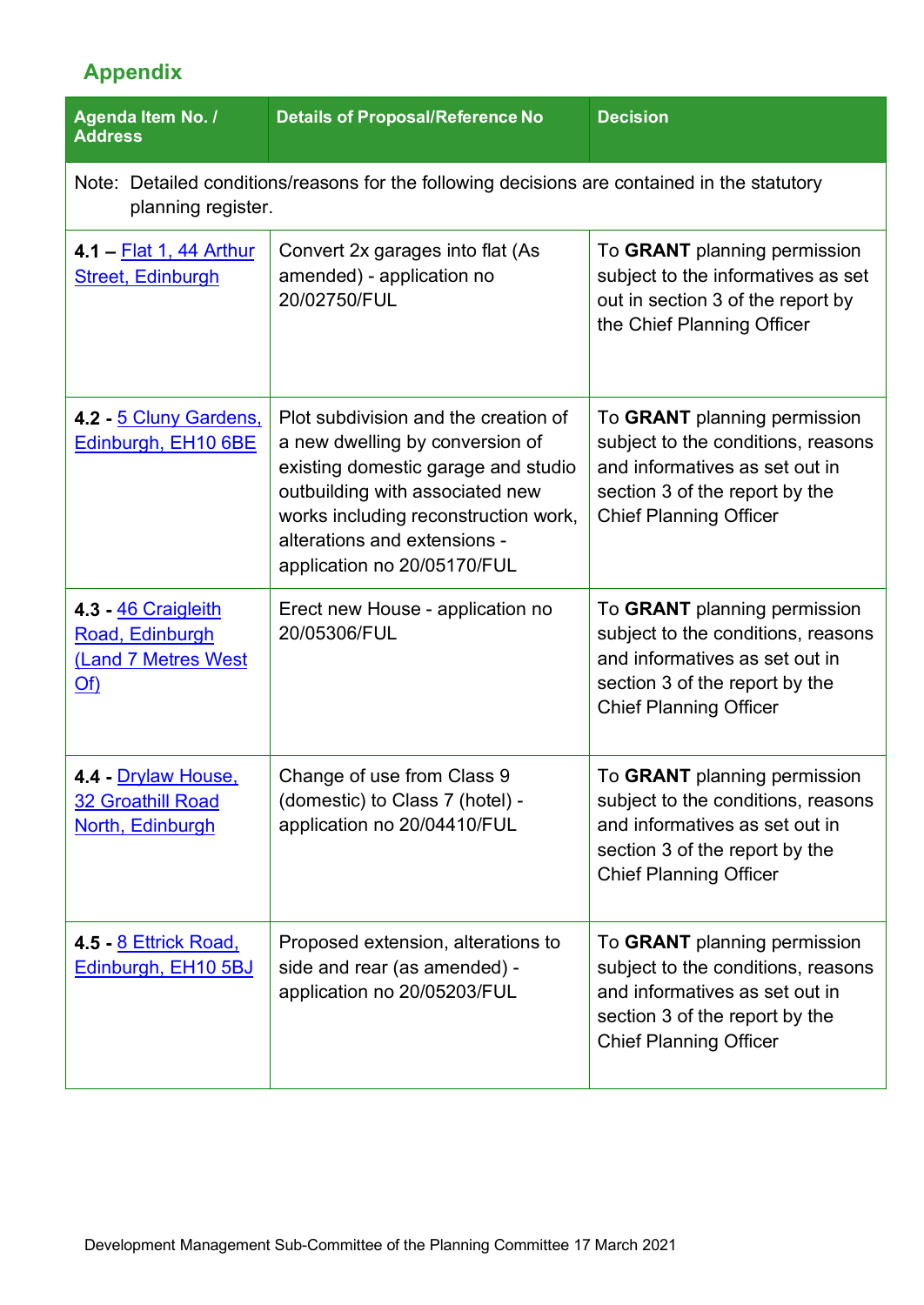## Appendix

| Agenda Item No. / Address | Details of Proposal/Reference No | Decision |
|---|---|---|
| Note: Detailed conditions/reasons for the following decisions are contained in the statutory planning register. | | |
| **4.1** – Flat 1, 44 Arthur Street, Edinburgh | Convert 2x garages into flat (As amended) - application no 20/02750/FUL | To **GRANT** planning permission subject to the informatives as set out in section 3 of the report by the Chief Planning Officer |
| **4.2** - 5 Cluny Gardens, Edinburgh, EH10 6BE | Plot subdivision and the creation of a new dwelling by conversion of existing domestic garage and studio outbuilding with associated new works including reconstruction work, alterations and extensions - application no 20/05170/FUL | To **GRANT** planning permission subject to the conditions, reasons and informatives as set out in section 3 of the report by the Chief Planning Officer |
| **4.3** - 46 Craigleith Road, Edinburgh (Land 7 Metres West Of) | Erect new House - application no 20/05306/FUL | To **GRANT** planning permission subject to the conditions, reasons and informatives as set out in section 3 of the report by the Chief Planning Officer |
| **4.4** - Drylaw House, 32 Groathill Road North, Edinburgh | Change of use from Class 9 (domestic) to Class 7 (hotel) - application no 20/04410/FUL | To **GRANT** planning permission subject to the conditions, reasons and informatives as set out in section 3 of the report by the Chief Planning Officer |
| **4.5** - 8 Ettrick Road, Edinburgh, EH10 5BJ | Proposed extension, alterations to side and rear (as amended) - application no 20/05203/FUL | To **GRANT** planning permission subject to the conditions, reasons and informatives as set out in section 3 of the report by the Chief Planning Officer |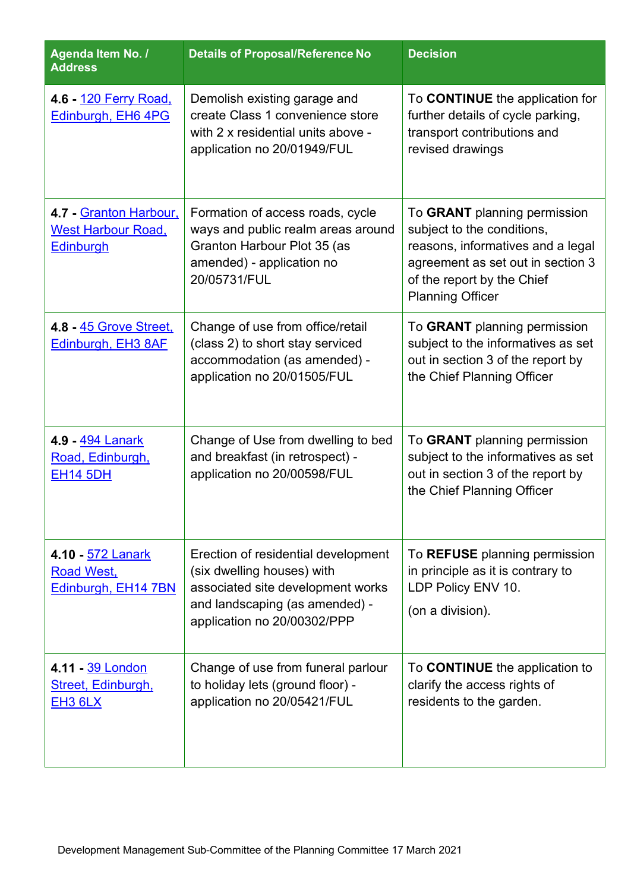| Agenda Item No. / Address | Details of Proposal/Reference No | Decision |
|---|---|---|
| **4.6 -** 120 Ferry Road, Edinburgh, EH6 4PG | Demolish existing garage and create Class 1 convenience store with 2 x residential units above - application no 20/01949/FUL | To **CONTINUE** the application for further details of cycle parking, transport contributions and revised drawings |
| **4.7 -** Granton Harbour, West Harbour Road, Edinburgh | Formation of access roads, cycle ways and public realm areas around Granton Harbour Plot 35 (as amended) - application no 20/05731/FUL | To **GRANT** planning permission subject to the conditions, reasons, informatives and a legal agreement as set out in section 3 of the report by the Chief Planning Officer |
| **4.8 -** 45 Grove Street, Edinburgh, EH3 8AF | Change of use from office/retail (class 2) to short stay serviced accommodation (as amended) - application no 20/01505/FUL | To **GRANT** planning permission subject to the informatives as set out in section 3 of the report by the Chief Planning Officer |
| **4.9 -** 494 Lanark Road, Edinburgh, EH14 5DH | Change of Use from dwelling to bed and breakfast (in retrospect) - application no 20/00598/FUL | To **GRANT** planning permission subject to the informatives as set out in section 3 of the report by the Chief Planning Officer |
| **4.10 -** 572 Lanark Road West, Edinburgh, EH14 7BN | Erection of residential development (six dwelling houses) with associated site development works and landscaping (as amended) - application no 20/00302/PPP | To **REFUSE** planning permission in principle as it is contrary to LDP Policy ENV 10. (on a division). |
| **4.11 -** 39 London Street, Edinburgh, EH3 6LX | Change of use from funeral parlour to holiday lets (ground floor) - application no 20/05421/FUL | To **CONTINUE** the application to clarify the access rights of residents to the garden. |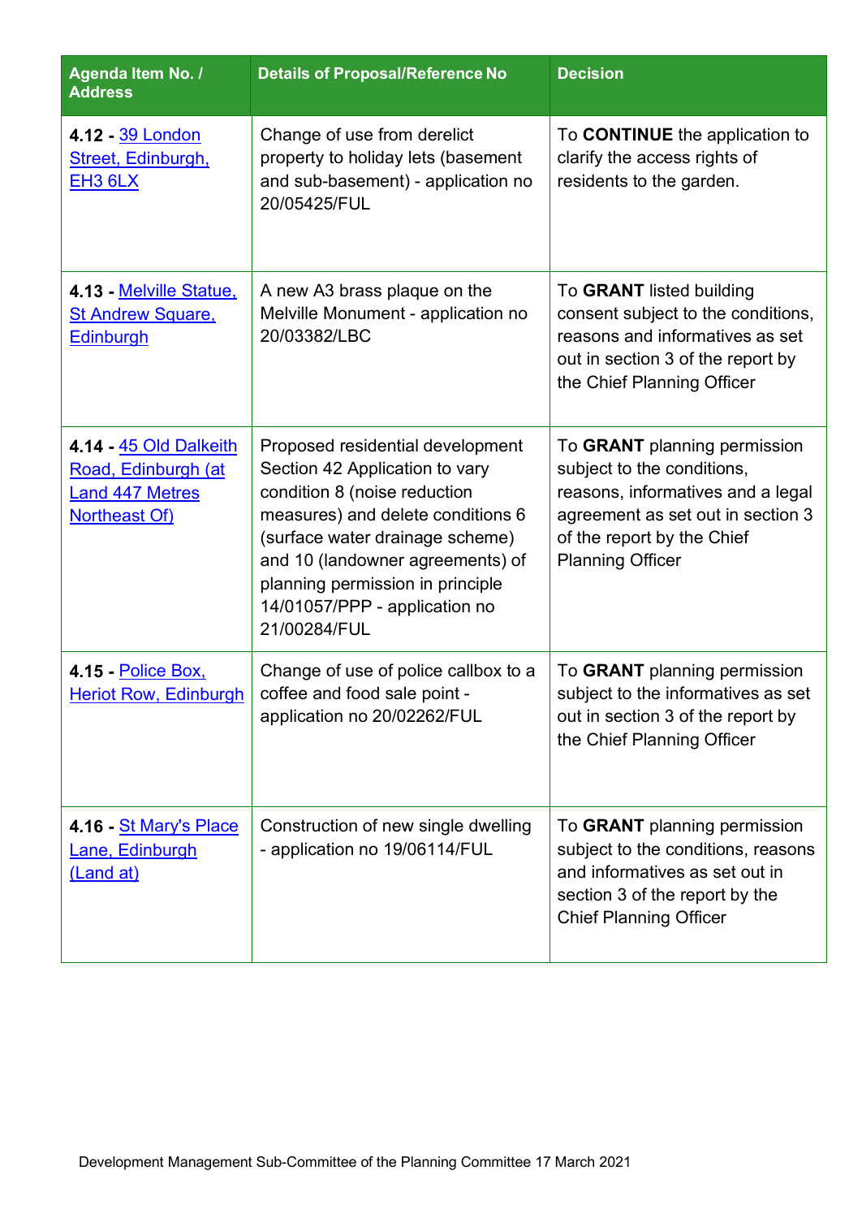| Agenda Item No. / Address | Details of Proposal/Reference No | Decision |
|---|---|---|
| **4.12 -** 39 London Street, Edinburgh, EH3 6LX | Change of use from derelict property to holiday lets (basement and sub-basement) - application no 20/05425/FUL | To **CONTINUE** the application to clarify the access rights of residents to the garden. |
| **4.13 -** Melville Statue, St Andrew Square, Edinburgh | A new A3 brass plaque on the Melville Monument - application no 20/03382/LBC | To **GRANT** listed building consent subject to the conditions, reasons and informatives as set out in section 3 of the report by the Chief Planning Officer |
| **4.14 -** 45 Old Dalkeith Road, Edinburgh (at Land 447 Metres Northeast Of) | Proposed residential development Section 42 Application to vary condition 8 (noise reduction measures) and delete conditions 6 (surface water drainage scheme) and 10 (landowner agreements) of planning permission in principle 14/01057/PPP - application no 21/00284/FUL | To **GRANT** planning permission subject to the conditions, reasons, informatives and a legal agreement as set out in section 3 of the report by the Chief Planning Officer |
| **4.15 -** Police Box, Heriot Row, Edinburgh | Change of use of police callbox to a coffee and food sale point - application no 20/02262/FUL | To **GRANT** planning permission subject to the informatives as set out in section 3 of the report by the Chief Planning Officer |
| **4.16 -** St Mary's Place Lane, Edinburgh (Land at) | Construction of new single dwelling - application no 19/06114/FUL | To **GRANT** planning permission subject to the conditions, reasons and informatives as set out in section 3 of the report by the Chief Planning Officer |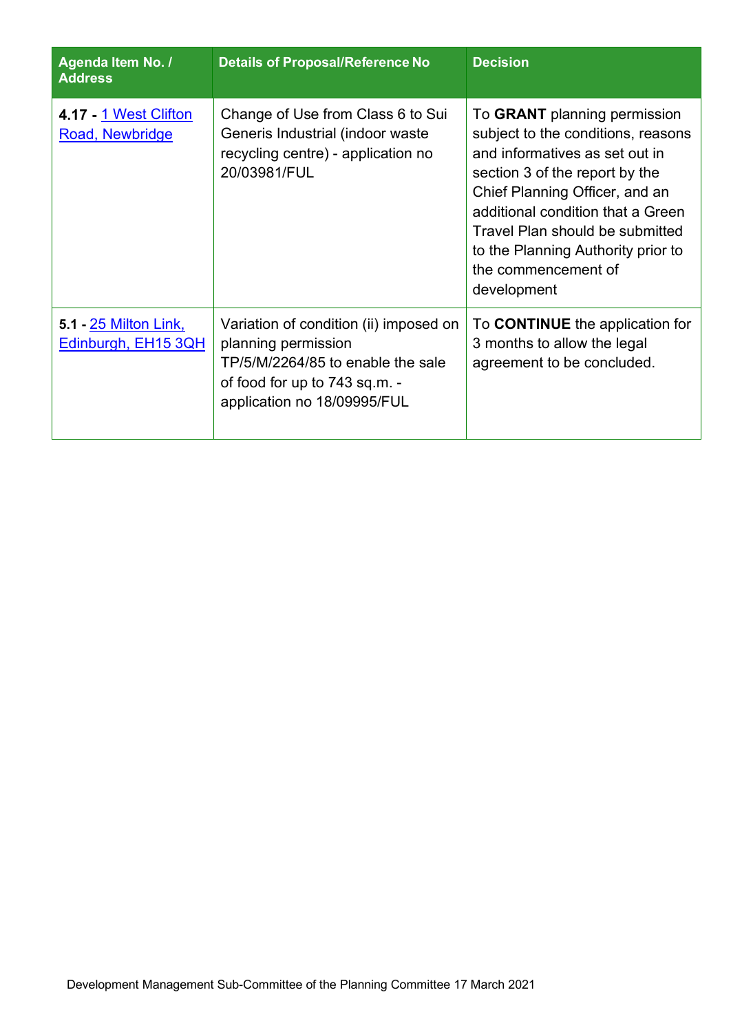| Agenda Item No. / Address | Details of Proposal/Reference No | Decision |
| --- | --- | --- |
| **4.17 -** [1 West Clifton Road, Newbridge] | Change of Use from Class 6 to Sui Generis Industrial (indoor waste recycling centre) - application no 20/03981/FUL | To **GRANT** planning permission subject to the conditions, reasons and informatives as set out in section 3 of the report by the Chief Planning Officer, and an additional condition that a Green Travel Plan should be submitted to the Planning Authority prior to the commencement of development |
| **5.1 -** [25 Milton Link, Edinburgh, EH15 3QH] | Variation of condition (ii) imposed on planning permission TP/5/M/2264/85 to enable the sale of food for up to 743 sq.m. - application no 18/09995/FUL | To **CONTINUE** the application for 3 months to allow the legal agreement to be concluded. |

Development Management Sub-Committee of the Planning Committee 17 March 2021